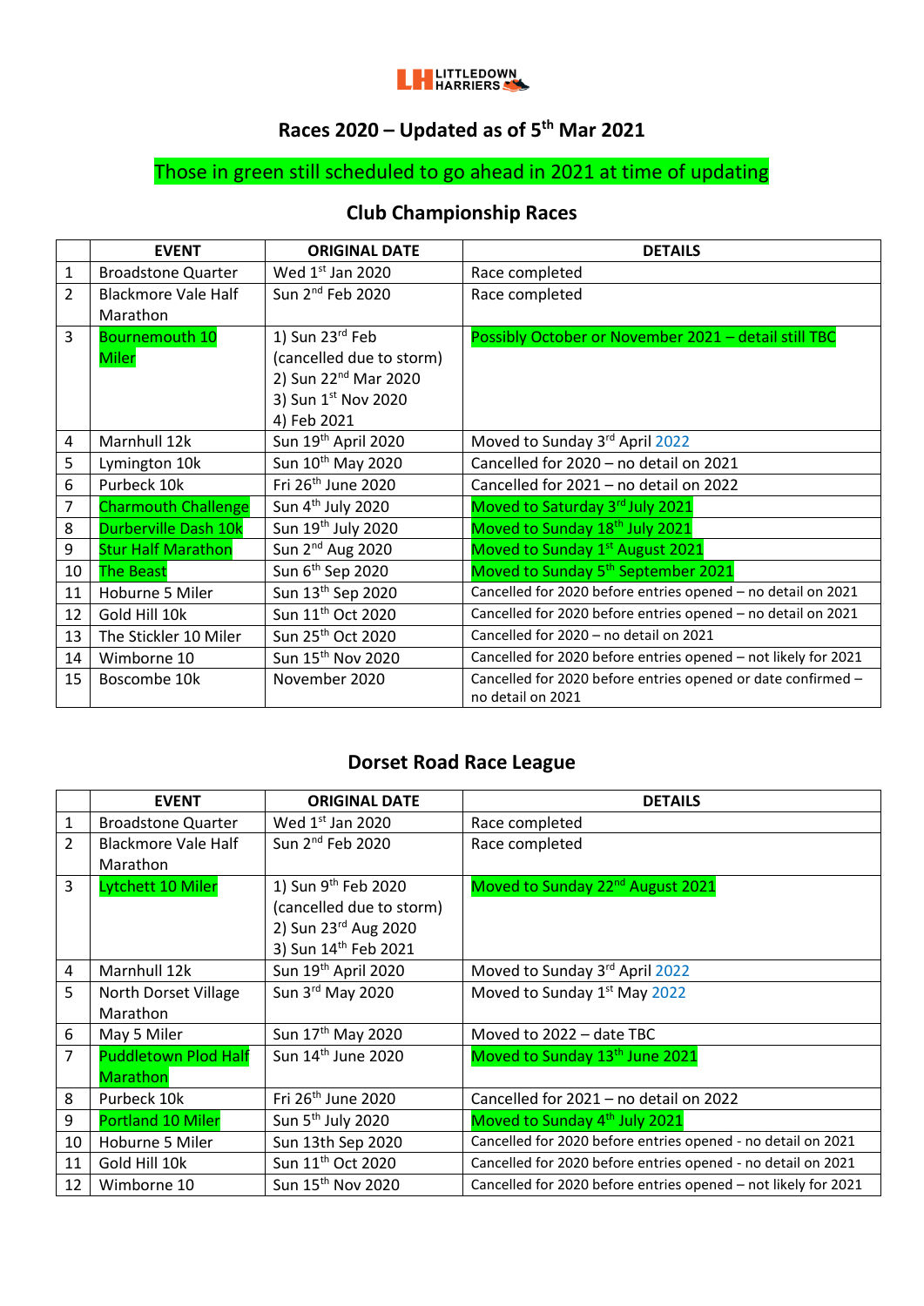LITTLEDOWN HARRIERS

# Races 2020 – Updated as of 5th Mar 2021

Those in green still scheduled to go ahead in 2021 at time of updating

## Club Championship Races

| | EVENT | ORIGINAL DATE | DETAILS |
|---|---|---|---|
| 1 | Broadstone Quarter | Wed 1st Jan 2020 | Race completed |
| 2 | Blackmore Vale Half Marathon | Sun 2nd Feb 2020 | Race completed |
| 3 | Bournemouth 10 Miler | 1) Sun 23rd Feb (cancelled due to storm) 2) Sun 22nd Mar 2020 3) Sun 1st Nov 2020 4) Feb 2021 | Possibly October or November 2021 – detail still TBC |
| 4 | Marnhull 12k | Sun 19th April 2020 | Moved to Sunday 3rd April 2022 |
| 5 | Lymington 10k | Sun 10th May 2020 | Cancelled for 2020 – no detail on 2021 |
| 6 | Purbeck 10k | Fri 26th June 2020 | Cancelled for 2021 – no detail on 2022 |
| 7 | Charmouth Challenge | Sun 4th July 2020 | Moved to Saturday 3rd July 2021 |
| 8 | Durberville Dash 10k | Sun 19th July 2020 | Moved to Sunday 18th July 2021 |
| 9 | Stur Half Marathon | Sun 2nd Aug 2020 | Moved to Sunday 1st August 2021 |
| 10 | The Beast | Sun 6th Sep 2020 | Moved to Sunday 5th September 2021 |
| 11 | Hoburne 5 Miler | Sun 13th Sep 2020 | Cancelled for 2020 before entries opened – no detail on 2021 |
| 12 | Gold Hill 10k | Sun 11th Oct 2020 | Cancelled for 2020 before entries opened – no detail on 2021 |
| 13 | The Stickler 10 Miler | Sun 25th Oct 2020 | Cancelled for 2020 – no detail on 2021 |
| 14 | Wimborne 10 | Sun 15th Nov 2020 | Cancelled for 2020 before entries opened – not likely for 2021 |
| 15 | Boscombe 10k | November 2020 | Cancelled for 2020 before entries opened or date confirmed – no detail on 2021 |

## Dorset Road Race League

| | EVENT | ORIGINAL DATE | DETAILS |
|---|---|---|---|
| 1 | Broadstone Quarter | Wed 1st Jan 2020 | Race completed |
| 2 | Blackmore Vale Half Marathon | Sun 2nd Feb 2020 | Race completed |
| 3 | Lytchett 10 Miler | 1) Sun 9th Feb 2020 (cancelled due to storm) 2) Sun 23rd Aug 2020 3) Sun 14th Feb 2021 | Moved to Sunday 22nd August 2021 |
| 4 | Marnhull 12k | Sun 19th April 2020 | Moved to Sunday 3rd April 2022 |
| 5 | North Dorset Village Marathon | Sun 3rd May 2020 | Moved to Sunday 1st May 2022 |
| 6 | May 5 Miler | Sun 17th May 2020 | Moved to 2022 – date TBC |
| 7 | Puddletown Plod Half Marathon | Sun 14th June 2020 | Moved to Sunday 13th June 2021 |
| 8 | Purbeck 10k | Fri 26th June 2020 | Cancelled for 2021 – no detail on 2022 |
| 9 | Portland 10 Miler | Sun 5th July 2020 | Moved to Sunday 4th July 2021 |
| 10 | Hoburne 5 Miler | Sun 13th Sep 2020 | Cancelled for 2020 before entries opened - no detail on 2021 |
| 11 | Gold Hill 10k | Sun 11th Oct 2020 | Cancelled for 2020 before entries opened - no detail on 2021 |
| 12 | Wimborne 10 | Sun 15th Nov 2020 | Cancelled for 2020 before entries opened – not likely for 2021 |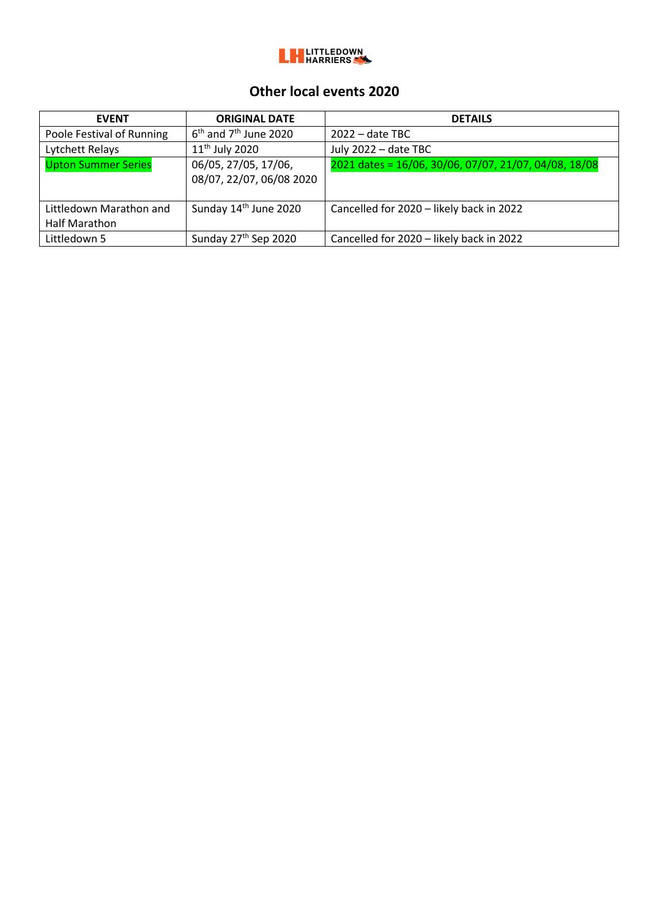LITTLEDOWN HARRIERS

## Other local events 2020

| EVENT | ORIGINAL DATE | DETAILS |
|---|---|---|
| Poole Festival of Running | 6th and 7th June 2020 | 2022 – date TBC |
| Lytchett Relays | 11th July 2020 | July 2022 – date TBC |
| Upton Summer Series | 06/05, 27/05, 17/06, 08/07, 22/07, 06/08 2020 | 2021 dates = 16/06, 30/06, 07/07, 21/07, 04/08, 18/08 |
| Littledown Marathon and Half Marathon | Sunday 14th June 2020 | Cancelled for 2020 – likely back in 2022 |
| Littledown 5 | Sunday 27th Sep 2020 | Cancelled for 2020 – likely back in 2022 |